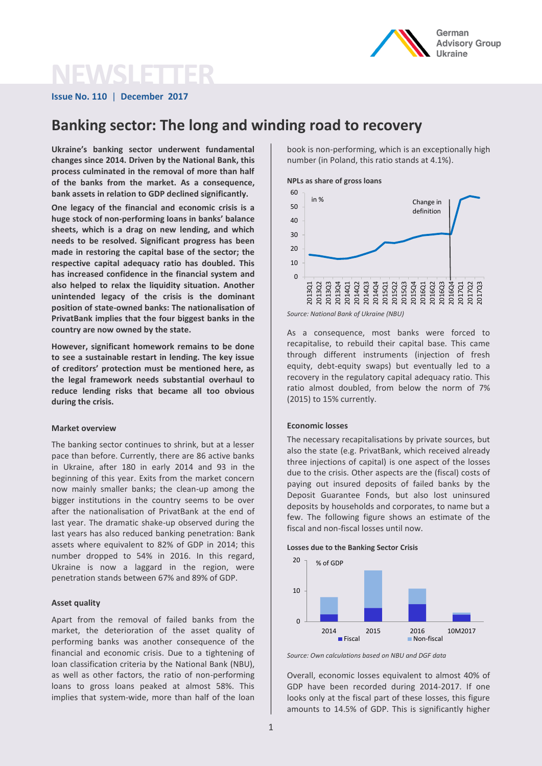# NEWSLETTER

**Issue No. 110 | December 2017**

# Banking sector: The long and winding road to recovery

**Ukraine's banking sector underwent fundamental changes since 2014. Driven by the National Bank, this process culminated in the removal of more than half of the banks from the market. As a consequence, bank assets in relation to GDP declined significantly.**

**One legacy of the financial and economic crisis is a huge stock of non-performing loans in banks' balance sheets, which is a drag on new lending, and which needs to be resolved. Significant progress has been made in restoring the capital base of the sector; the respective capital adequacy ratio has doubled. This has increased confidence in the financial system and also helped to relax the liquidity situation. Another unintended legacy of the crisis is the dominant position of state-owned banks: The nationalisation of PrivatBank implies that the four biggest banks in the country are now owned by the state.**

**However, significant homework remains to be done to see a sustainable restart in lending. The key issue of creditors' protection must be mentioned here, as the legal framework needs substantial overhaul to reduce lending risks that became all too obvious during the crisis.**

### Market overview

The banking sector continues to shrink, but at a lesser pace than before. Currently, there are 86 active banks in Ukraine, after 180 in early 2014 and 93 in the beginning of this year. Exits from the market concern now mainly smaller banks; the clean-up among the bigger institutions in the country seems to be over after the nationalisation of PrivatBank at the end of last year. The dramatic shake-up observed during the last years has also reduced banking penetration: Bank assets where equivalent to 82% of GDP in 2014; this number dropped to 54% in 2016. In this regard, Ukraine is now a laggard in the region, were penetration stands between 67% and 89% of GDP.

### Asset quality

Apart from the removal of failed banks from the market, the deterioration of the asset quality of performing banks was another consequence of the financial and economic crisis. Due to a tightening of loan classification criteria by the National Bank (NBU), as well as other factors, the ratio of non-performing loans to gross loans peaked at almost 58%. This implies that system-wide, more than half of the loan book is non-performing, which is an exceptionally high number (in Poland, this ratio stands at 4.1%).

**NPLs as share of gross loans**

*Source: National Bank of Ukraine (NBU)*

As a consequence, most banks were forced to recapitalise, to rebuild their capital base. This came through different instruments (injection of fresh equity, debt-equity swaps) but eventually led to a recovery in the regulatory capital adequacy ratio. This ratio almost doubled, from below the norm of 7% (2015) to 15% currently.

### Economic losses

The necessary recapitalisations by private sources, but also the state (e.g. PrivatBank, which received already three injections of capital) is one aspect of the losses due to the crisis. Other aspects are the (fiscal) costs of paying out insured deposits of failed banks by the Deposit Guarantee Fonds, but also lost uninsured deposits by households and corporates, to name but a few. The following figure shows an estimate of the fiscal and non-fiscal losses until now.

**Losses due to the Banking Sector Crisis**

*Source: Own calculations based on NBU and DGF data*

Overall, economic losses equivalent to almost 40% of GDP have been recorded during 2014-2017. If one looks only at the fiscal part of these losses, this figure amounts to 14.5% of GDP. This is significantly higher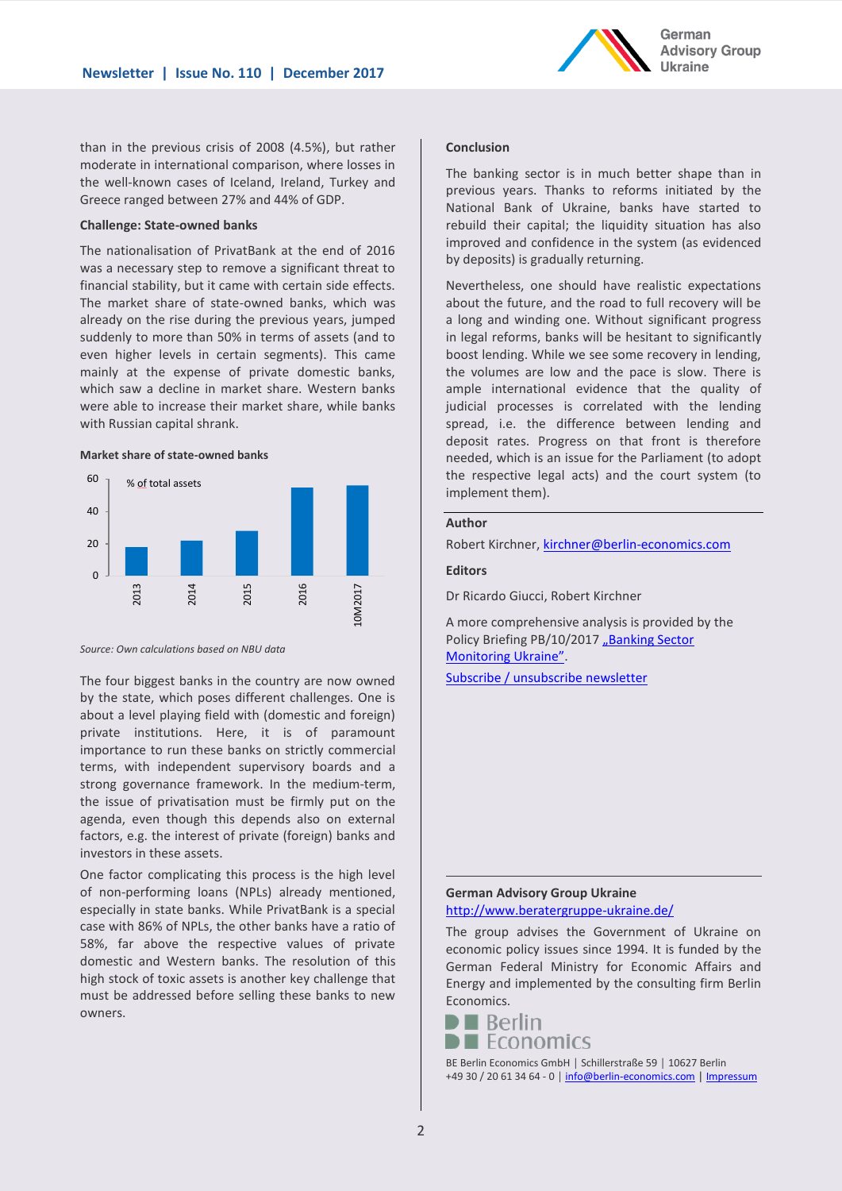than in the previous crisis of 2008 (4.5%), but rather moderate in international comparison, where losses in the well-known cases of Iceland, Ireland, Turkey and Greece ranged between 27% and 44% of GDP.

**Challenge: State-owned banks**

The nationalisation of PrivatBank at the end of 2016 was a necessary step to remove a significant threat to financial stability, but it came with certain side effects. The market share of state-owned banks, which was already on the rise during the previous years, jumped suddenly to more than 50% in terms of assets (and to even higher levels in certain segments). This came mainly at the expense of private domestic banks, which saw a decline in market share. Western banks were able to increase their market share, while banks with Russian capital shrank.

**Market share of state-owned banks**

% of total assets

60
40
20
0

2013
2014
2015
2016
10M2017

*Source: Own calculations based on NBU data*

The four biggest banks in the country are now owned by the state, which poses different challenges. One is about a level playing field with (domestic and foreign) private institutions. Here, it is of paramount importance to run these banks on strictly commercial terms, with independent supervisory boards and a strong governance framework. In the medium-term, the issue of privatisation must be firmly put on the agenda, even though this depends also on external factors, e.g. the interest of private (foreign) banks and investors in these assets.

One factor complicating this process is the high level of non-performing loans (NPLs) already mentioned, especially in state banks. While PrivatBank is a special case with 86% of NPLs, the other banks have a ratio of 58%, far above the respective values of private domestic and Western banks. The resolution of this high stock of toxic assets is another key challenge that must be addressed before selling these banks to new owners.

**Conclusion**

The banking sector is in much better shape than in previous years. Thanks to reforms initiated by the National Bank of Ukraine, banks have started to rebuild their capital; the liquidity situation has also improved and confidence in the system (as evidenced by deposits) is gradually returning.

Nevertheless, one should have realistic expectations about the future, and the road to full recovery will be a long and winding one. Without significant progress in legal reforms, banks will be hesitant to significantly boost lending. While we see some recovery in lending, the volumes are low and the pace is slow. There is ample international evidence that the quality of judicial processes is correlated with the lending spread, i.e. the difference between lending and deposit rates. Progress on that front is therefore needed, which is an issue for the Parliament (to adopt the respective legal acts) and the court system (to implement them).

**Author**

Robert Kirchner, kirchner@berlin-economics.com

**Editors**

Dr Ricardo Giucci, Robert Kirchner

A more comprehensive analysis is provided by the Policy Briefing PB/10/2017 „Banking Sector Monitoring Ukraine".

Subscribe / unsubscribe newsletter

**German Advisory Group Ukraine**

http://www.beratergruppe-ukraine.de/

The group advises the Government of Ukraine on economic policy issues since 1994. It is funded by the German Federal Ministry for Economic Affairs and Energy and implemented by the consulting firm Berlin Economics.

Berlin Economics

BE Berlin Economics GmbH | Schillerstraße 59 | 10627 Berlin
+49 30 / 20 61 34 64 - 0 | info@berlin-economics.com | Impressum